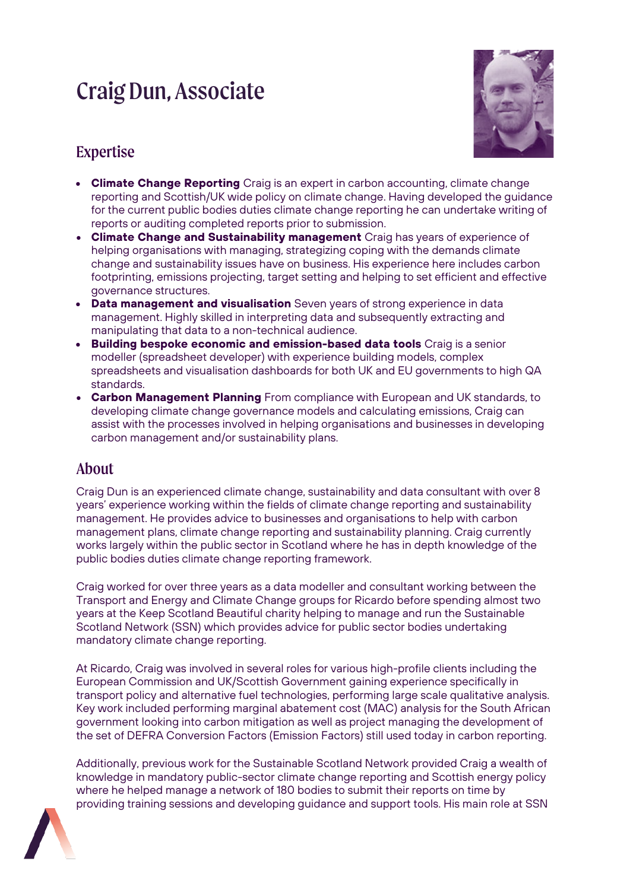# Craig Dun, Associate

## Expertise

- **Climate Change Reporting** Craig is an expert in carbon accounting, climate change reporting and Scottish/UK wide policy on climate change. Having developed the guidance for the current public bodies duties climate change reporting he can undertake writing of reports or auditing completed reports prior to submission.
- **Climate Change and Sustainability management** Craig has years of experience of helping organisations with managing, strategizing coping with the demands climate change and sustainability issues have on business. His experience here includes carbon footprinting, emissions projecting, target setting and helping to set efficient and effective governance structures.
- **Data management and visualisation** Seven years of strong experience in data management. Highly skilled in interpreting data and subsequently extracting and manipulating that data to a non-technical audience.
- **Building bespoke economic and emission-based data tools** Craig is a senior modeller (spreadsheet developer) with experience building models, complex spreadsheets and visualisation dashboards for both UK and EU governments to high QA standards.
- **Carbon Management Planning** From compliance with European and UK standards, to developing climate change governance models and calculating emissions, Craig can assist with the processes involved in helping organisations and businesses in developing carbon management and/or sustainability plans.

## About

Craig Dun is an experienced climate change, sustainability and data consultant with over 8 years' experience working within the fields of climate change reporting and sustainability management. He provides advice to businesses and organisations to help with carbon management plans, climate change reporting and sustainability planning. Craig currently works largely within the public sector in Scotland where he has in depth knowledge of the public bodies duties climate change reporting framework.

Craig worked for over three years as a data modeller and consultant working between the Transport and Energy and Climate Change groups for Ricardo before spending almost two years at the Keep Scotland Beautiful charity helping to manage and run the Sustainable Scotland Network (SSN) which provides advice for public sector bodies undertaking mandatory climate change reporting.

At Ricardo, Craig was involved in several roles for various high-profile clients including the European Commission and UK/Scottish Government gaining experience specifically in transport policy and alternative fuel technologies, performing large scale qualitative analysis. Key work included performing marginal abatement cost (MAC) analysis for the South African government looking into carbon mitigation as well as project managing the development of the set of DEFRA Conversion Factors (Emission Factors) still used today in carbon reporting.

Additionally, previous work for the Sustainable Scotland Network provided Craig a wealth of knowledge in mandatory public-sector climate change reporting and Scottish energy policy where he helped manage a network of 180 bodies to submit their reports on time by providing training sessions and developing guidance and support tools. His main role at SSN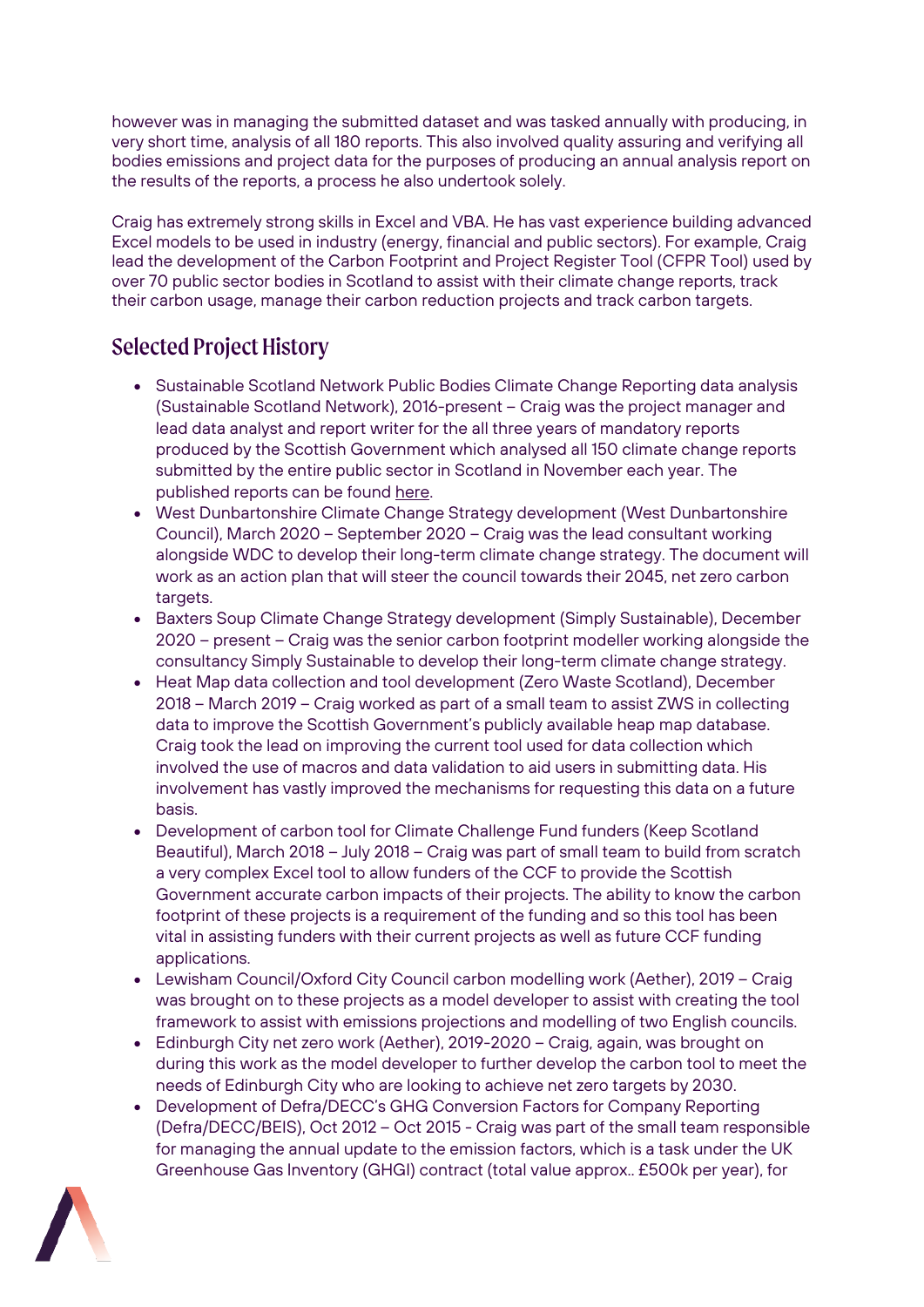however was in managing the submitted dataset and was tasked annually with producing, in very short time, analysis of all 180 reports. This also involved quality assuring and verifying all bodies emissions and project data for the purposes of producing an annual analysis report on the results of the reports, a process he also undertook solely.

Craig has extremely strong skills in Excel and VBA. He has vast experience building advanced Excel models to be used in industry (energy, financial and public sectors). For example, Craig lead the development of the Carbon Footprint and Project Register Tool (CFPR Tool) used by over 70 public sector bodies in Scotland to assist with their climate change reports, track their carbon usage, manage their carbon reduction projects and track carbon targets.

## Selected Project History

- Sustainable Scotland Network Public Bodies Climate Change Reporting data analysis (Sustainable Scotland Network), 2016-present – Craig was the project manager and lead data analyst and report writer for the all three years of mandatory reports produced by the Scottish Government which analysed all 150 climate change reports submitted by the entire public sector in Scotland in November each year. The published reports can be found here.
- West Dunbartonshire Climate Change Strategy development (West Dunbartonshire Council), March 2020 – September 2020 – Craig was the lead consultant working alongside WDC to develop their long-term climate change strategy. The document will work as an action plan that will steer the council towards their 2045, net zero carbon targets.
- Baxters Soup Climate Change Strategy development (Simply Sustainable), December 2020 – present – Craig was the senior carbon footprint modeller working alongside the consultancy Simply Sustainable to develop their long-term climate change strategy.
- Heat Map data collection and tool development (Zero Waste Scotland), December 2018 – March 2019 – Craig worked as part of a small team to assist ZWS in collecting data to improve the Scottish Government's publicly available heap map database. Craig took the lead on improving the current tool used for data collection which involved the use of macros and data validation to aid users in submitting data. His involvement has vastly improved the mechanisms for requesting this data on a future basis.
- Development of carbon tool for Climate Challenge Fund funders (Keep Scotland Beautiful), March 2018 – July 2018 – Craig was part of small team to build from scratch a very complex Excel tool to allow funders of the CCF to provide the Scottish Government accurate carbon impacts of their projects. The ability to know the carbon footprint of these projects is a requirement of the funding and so this tool has been vital in assisting funders with their current projects as well as future CCF funding applications.
- Lewisham Council/Oxford City Council carbon modelling work (Aether), 2019 – Craig was brought on to these projects as a model developer to assist with creating the tool framework to assist with emissions projections and modelling of two English councils.
- Edinburgh City net zero work (Aether), 2019-2020 – Craig, again, was brought on during this work as the model developer to further develop the carbon tool to meet the needs of Edinburgh City who are looking to achieve net zero targets by 2030.
- Development of Defra/DECC's GHG Conversion Factors for Company Reporting (Defra/DECC/BEIS), Oct 2012 – Oct 2015 - Craig was part of the small team responsible for managing the annual update to the emission factors, which is a task under the UK Greenhouse Gas Inventory (GHGI) contract (total value approx.. £500k per year), for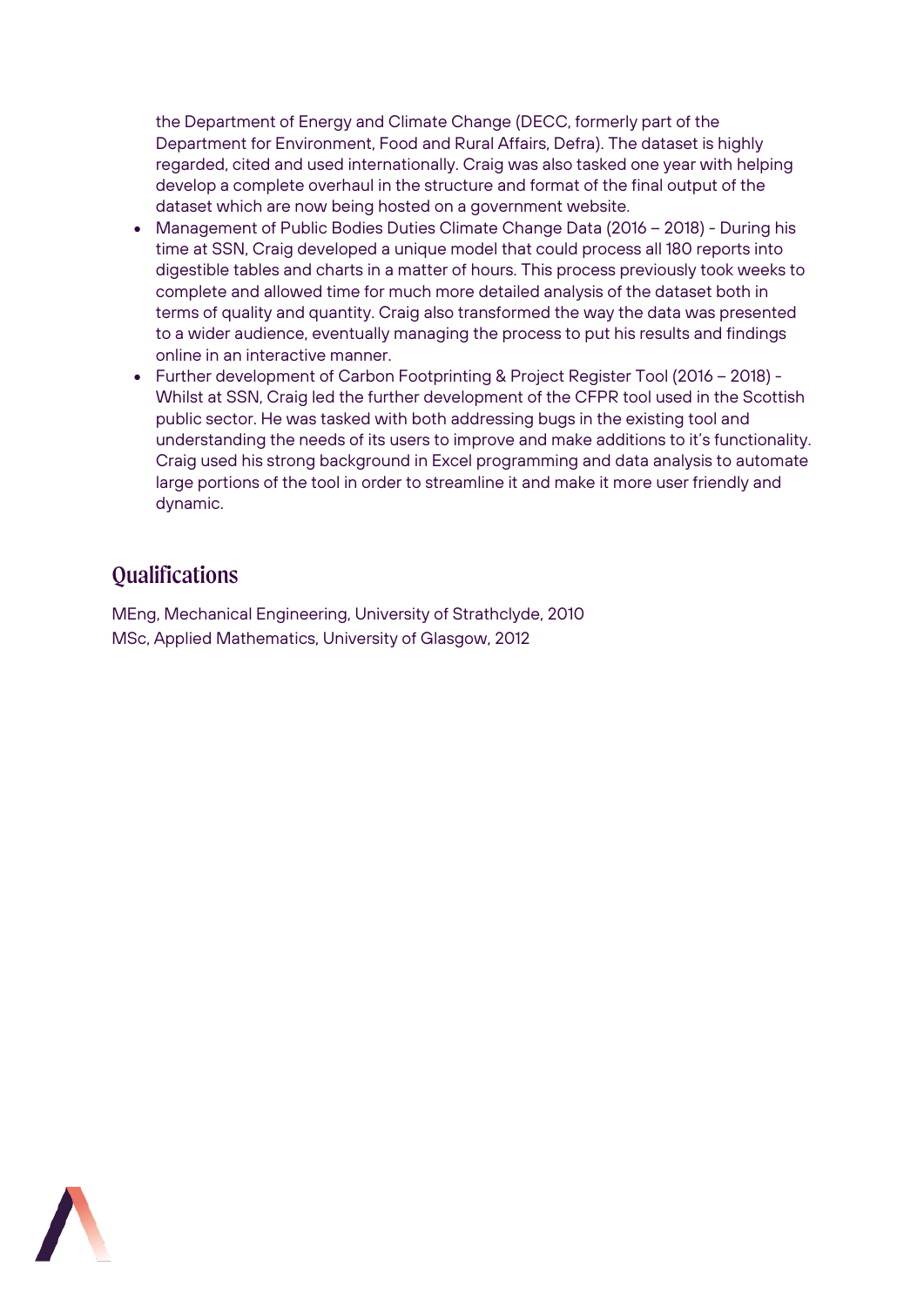the Department of Energy and Climate Change (DECC, formerly part of the Department for Environment, Food and Rural Affairs, Defra). The dataset is highly regarded, cited and used internationally. Craig was also tasked one year with helping develop a complete overhaul in the structure and format of the final output of the dataset which are now being hosted on a government website.

- Management of Public Bodies Duties Climate Change Data (2016 – 2018) - During his time at SSN, Craig developed a unique model that could process all 180 reports into digestible tables and charts in a matter of hours. This process previously took weeks to complete and allowed time for much more detailed analysis of the dataset both in terms of quality and quantity. Craig also transformed the way the data was presented to a wider audience, eventually managing the process to put his results and findings online in an interactive manner.
- Further development of Carbon Footprinting & Project Register Tool (2016 – 2018) - Whilst at SSN, Craig led the further development of the CFPR tool used in the Scottish public sector. He was tasked with both addressing bugs in the existing tool and understanding the needs of its users to improve and make additions to it's functionality. Craig used his strong background in Excel programming and data analysis to automate large portions of the tool in order to streamline it and make it more user friendly and dynamic.

## Qualifications

MEng, Mechanical Engineering, University of Strathclyde, 2010
MSc, Applied Mathematics, University of Glasgow, 2012